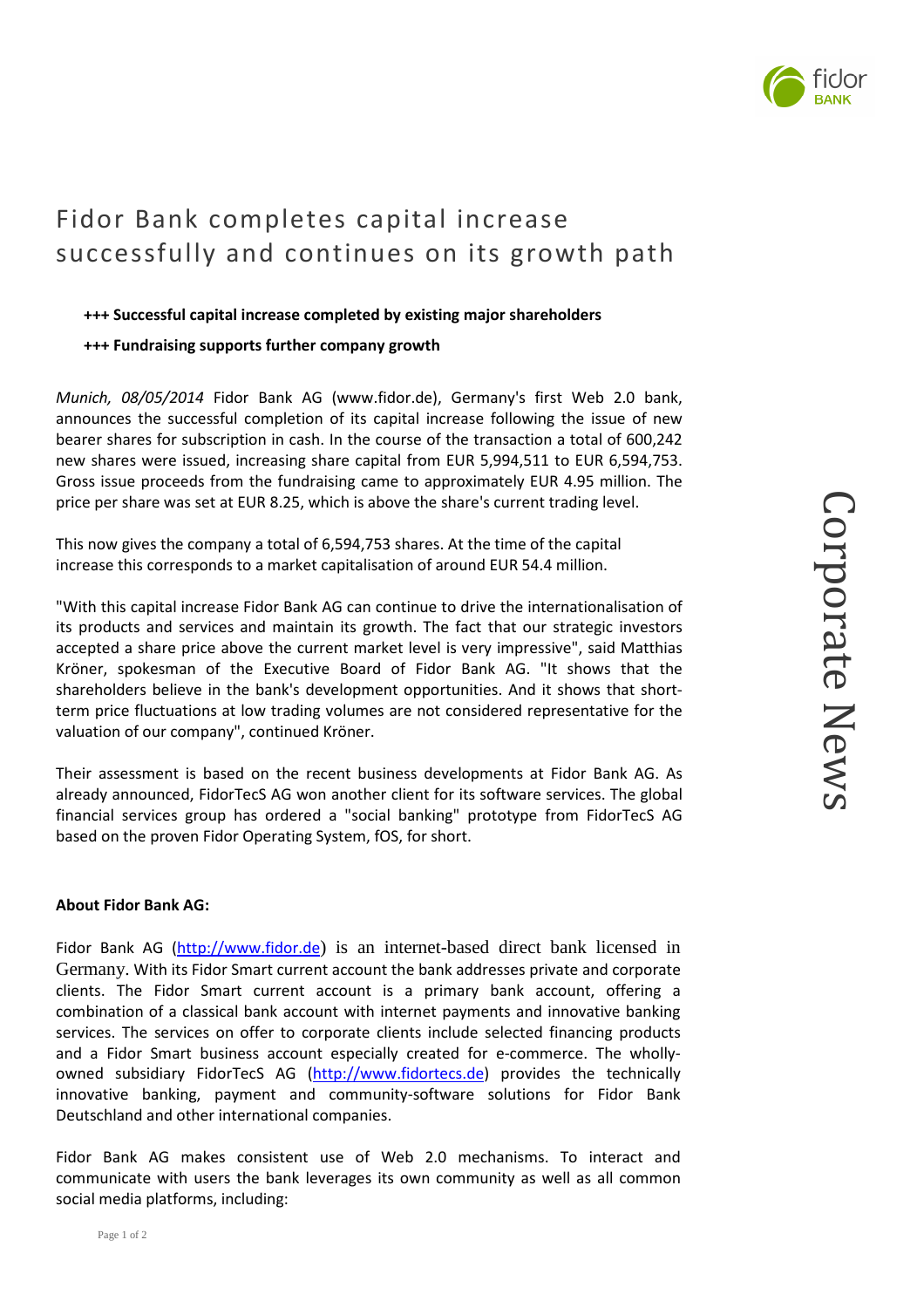# Fidor Bank completes capital increase successfully and continues on its growth path

**+++ Successful capital increase completed by existing major shareholders**

**+++ Fundraising supports further company growth**

*Munich, 08/05/2014* Fidor Bank AG (www.fidor.de), Germany's first Web 2.0 bank, announces the successful completion of its capital increase following the issue of new bearer shares for subscription in cash. In the course of the transaction a total of 600,242 new shares were issued, increasing share capital from EUR 5,994,511 to EUR 6,594,753. Gross issue proceeds from the fundraising came to approximately EUR 4.95 million. The price per share was set at EUR 8.25, which is above the share's current trading level.

This now gives the company a total of 6,594,753 shares. At the time of the capital increase this corresponds to a market capitalisation of around EUR 54.4 million.

"With this capital increase Fidor Bank AG can continue to drive the internationalisation of its products and services and maintain its growth. The fact that our strategic investors accepted a share price above the current market level is very impressive", said Matthias Kröner, spokesman of the Executive Board of Fidor Bank AG. "It shows that the shareholders believe in the bank's development opportunities. And it shows that short-term price fluctuations at low trading volumes are not considered representative for the valuation of our company", continued Kröner.

Their assessment is based on the recent business developments at Fidor Bank AG. As already announced, FidorTecS AG won another client for its software services. The global financial services group has ordered a "social banking" prototype from FidorTecS AG based on the proven Fidor Operating System, fOS, for short.

**About Fidor Bank AG:**

Fidor Bank AG (http://www.fidor.de) is an internet-based direct bank licensed in Germany. With its Fidor Smart current account the bank addresses private and corporate clients. The Fidor Smart current account is a primary bank account, offering a combination of a classical bank account with internet payments and innovative banking services. The services on offer to corporate clients include selected financing products and a Fidor Smart business account especially created for e-commerce. The wholly-owned subsidiary FidorTecS AG (http://www.fidortecs.de) provides the technically innovative banking, payment and community-software solutions for Fidor Bank Deutschland and other international companies.

Fidor Bank AG makes consistent use of Web 2.0 mechanisms. To interact and communicate with users the bank leverages its own community as well as all common social media platforms, including: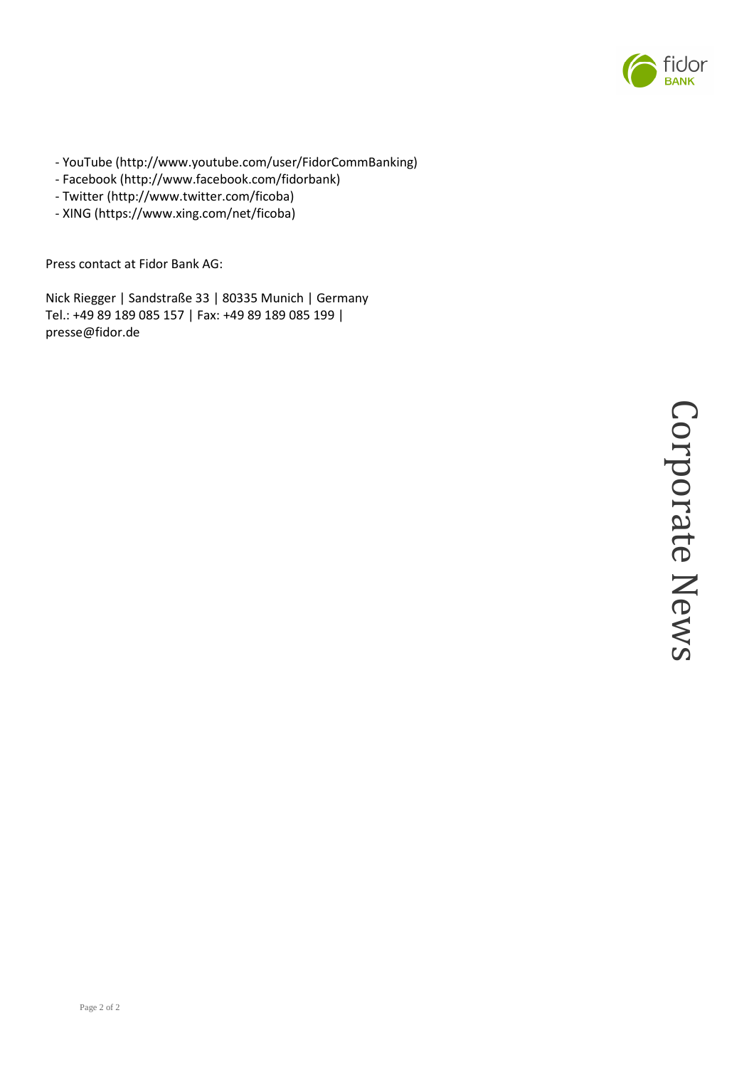- YouTube (http://www.youtube.com/user/FidorCommBanking)
- Facebook (http://www.facebook.com/fidorbank)
- Twitter (http://www.twitter.com/ficoba)
- XING (https://www.xing.com/net/ficoba)

Press contact at Fidor Bank AG:

Nick Riegger | Sandstraße 33 | 80335 Munich | Germany
Tel.: +49 89 189 085 157 | Fax: +49 89 189 085 199 |
presse@fidor.de